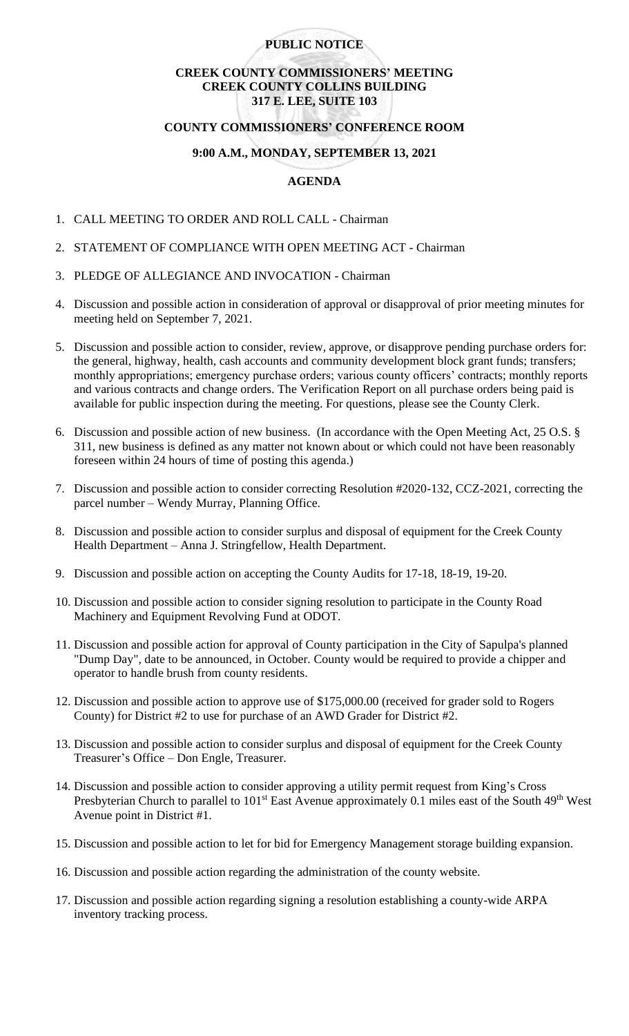# PUBLIC NOTICE

## CREEK COUNTY COMMISSIONERS' MEETING
## CREEK COUNTY COLLINS BUILDING
## 317 E. LEE, SUITE 103

## COUNTY COMMISSIONERS' CONFERENCE ROOM

## 9:00 A.M., MONDAY, SEPTEMBER 13, 2021

## AGENDA

1. CALL MEETING TO ORDER AND ROLL CALL - Chairman
2. STATEMENT OF COMPLIANCE WITH OPEN MEETING ACT - Chairman
3. PLEDGE OF ALLEGIANCE AND INVOCATION - Chairman
4. Discussion and possible action in consideration of approval or disapproval of prior meeting minutes for meeting held on September 7, 2021.
5. Discussion and possible action to consider, review, approve, or disapprove pending purchase orders for: the general, highway, health, cash accounts and community development block grant funds; transfers; monthly appropriations; emergency purchase orders; various county officers' contracts; monthly reports and various contracts and change orders. The Verification Report on all purchase orders being paid is available for public inspection during the meeting. For questions, please see the County Clerk.
6. Discussion and possible action of new business. (In accordance with the Open Meeting Act, 25 O.S. § 311, new business is defined as any matter not known about or which could not have been reasonably foreseen within 24 hours of time of posting this agenda.)
7. Discussion and possible action to consider correcting Resolution #2020-132, CCZ-2021, correcting the parcel number – Wendy Murray, Planning Office.
8. Discussion and possible action to consider surplus and disposal of equipment for the Creek County Health Department – Anna J. Stringfellow, Health Department.
9. Discussion and possible action on accepting the County Audits for 17-18, 18-19, 19-20.
10. Discussion and possible action to consider signing resolution to participate in the County Road Machinery and Equipment Revolving Fund at ODOT.
11. Discussion and possible action for approval of County participation in the City of Sapulpa's planned "Dump Day", date to be announced, in October. County would be required to provide a chipper and operator to handle brush from county residents.
12. Discussion and possible action to approve use of $175,000.00 (received for grader sold to Rogers County) for District #2 to use for purchase of an AWD Grader for District #2.
13. Discussion and possible action to consider surplus and disposal of equipment for the Creek County Treasurer's Office – Don Engle, Treasurer.
14. Discussion and possible action to consider approving a utility permit request from King's Cross Presbyterian Church to parallel to 101st East Avenue approximately 0.1 miles east of the South 49th West Avenue point in District #1.
15. Discussion and possible action to let for bid for Emergency Management storage building expansion.
16. Discussion and possible action regarding the administration of the county website.
17. Discussion and possible action regarding signing a resolution establishing a county-wide ARPA inventory tracking process.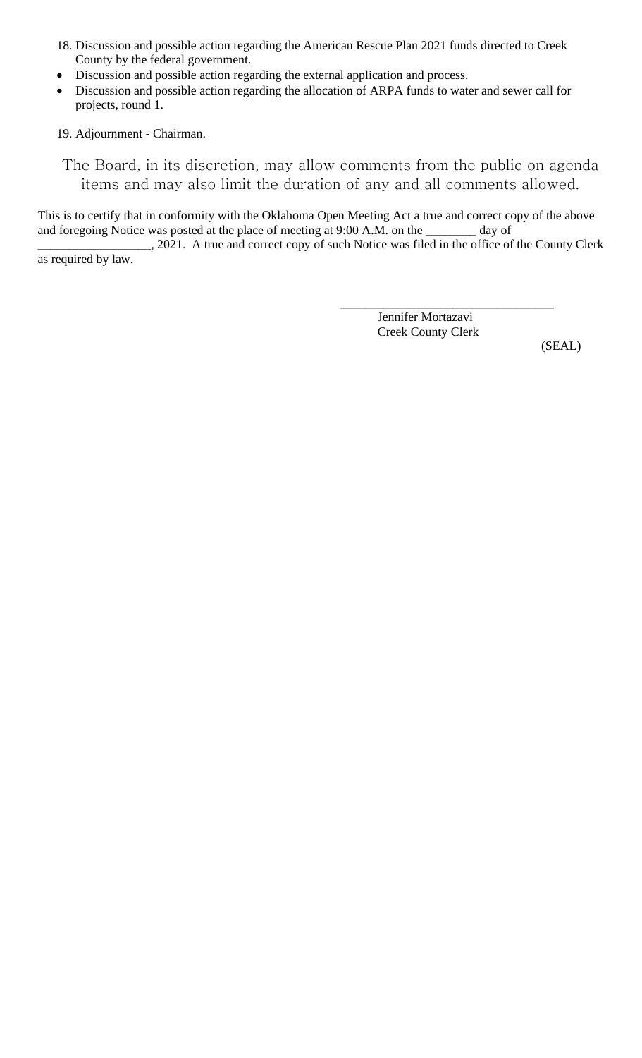18. Discussion and possible action regarding the American Rescue Plan 2021 funds directed to Creek County by the federal government.

- Discussion and possible action regarding the external application and process.
- Discussion and possible action regarding the allocation of ARPA funds to water and sewer call for projects, round 1.

19. Adjournment - Chairman.

The Board, in its discretion, may allow comments from the public on agenda items and may also limit the duration of any and all comments allowed.

This is to certify that in conformity with the Oklahoma Open Meeting Act a true and correct copy of the above and foregoing Notice was posted at the place of meeting at 9:00 A.M. on the ________ day of __________________, 2021. A true and correct copy of such Notice was filed in the office of the County Clerk as required by law.

_________________________________

Jennifer Mortazavi
Creek County Clerk

(SEAL)